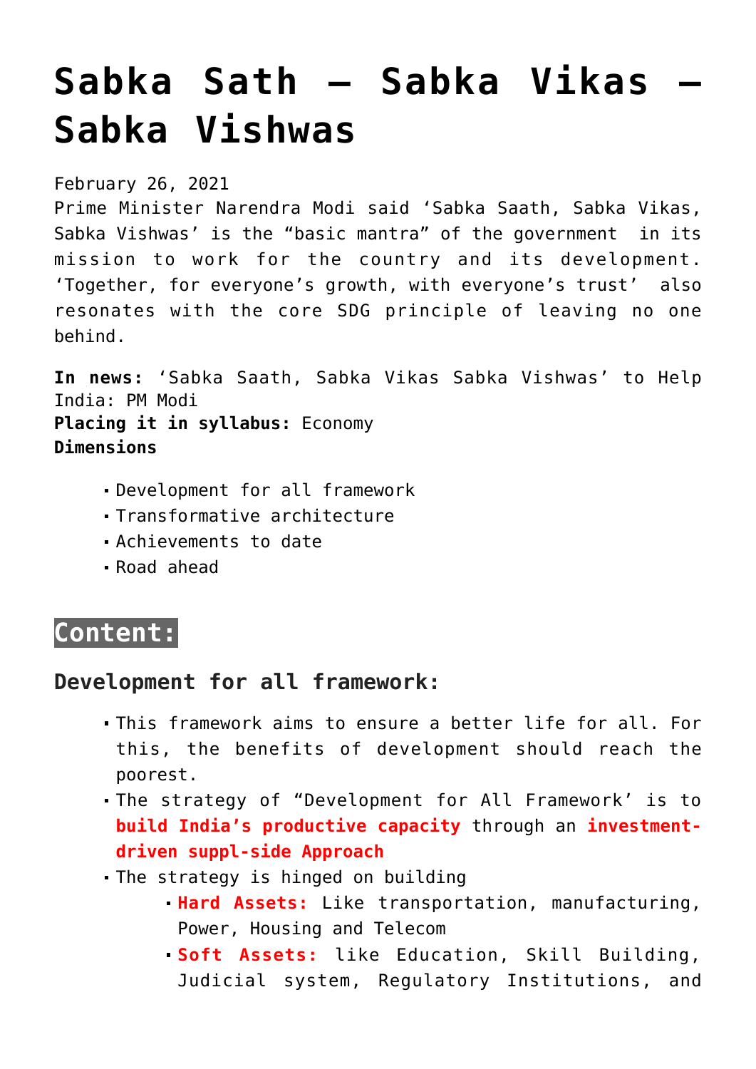# Sabka Sath – Sabka Vikas – Sabka Vishwas

February 26, 2021

Prime Minister Narendra Modi said 'Sabka Saath, Sabka Vikas, Sabka Vishwas' is the "basic mantra" of the government in its mission to work for the country and its development. 'Together, for everyone's growth, with everyone's trust' also resonates with the core SDG principle of leaving no one behind.

**In news:** 'Sabka Saath, Sabka Vikas Sabka Vishwas' to Help India: PM Modi
**Placing it in syllabus:** Economy
**Dimensions**

- Development for all framework
- Transformative architecture
- Achievements to date
- Road ahead

## Content:

### Development for all framework:

- This framework aims to ensure a better life for all. For this, the benefits of development should reach the poorest.
- The strategy of "Development for All Framework' is to **build India's productive capacity** through an **investment-driven suppl-side Approach**
- The strategy is hinged on building
  - **Hard Assets:** Like transportation, manufacturing, Power, Housing and Telecom
  - **Soft Assets:** like Education, Skill Building, Judicial system, Regulatory Institutions, and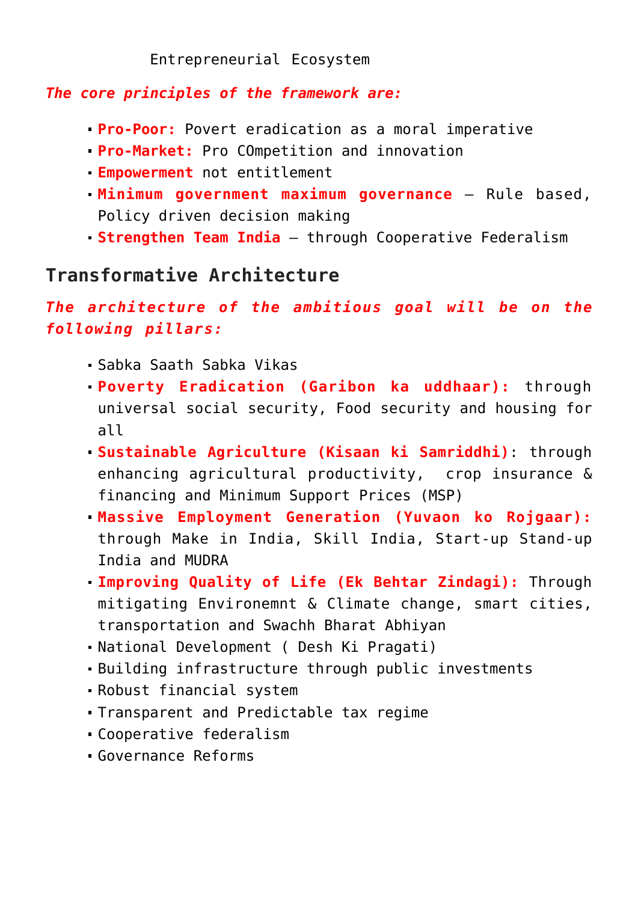Entrepreneurial Ecosystem

***The core principles of the framework are:***

- **Pro-Poor:** Povert eradication as a moral imperative
- **Pro-Market:** Pro COmpetition and innovation
- **Empowerment** not entitlement
- **Minimum government maximum governance** – Rule based, Policy driven decision making
- **Strengthen Team India** – through Cooperative Federalism

## Transformative Architecture

***The architecture of the ambitious goal will be on the following pillars:***

- Sabka Saath Sabka Vikas
- **Poverty Eradication (Garibon ka uddhaar):** through universal social security, Food security and housing for all
- **Sustainable Agriculture (Kisaan ki Samriddhi)**: through enhancing agricultural productivity, crop insurance & financing and Minimum Support Prices (MSP)
- **Massive Employment Generation (Yuvaon ko Rojgaar):** through Make in India, Skill India, Start-up Stand-up India and MUDRA
- **Improving Quality of Life (Ek Behtar Zindagi):** Through mitigating Environemnt & Climate change, smart cities, transportation and Swachh Bharat Abhiyan
- National Development ( Desh Ki Pragati)
- Building infrastructure through public investments
- Robust financial system
- Transparent and Predictable tax regime
- Cooperative federalism
- Governance Reforms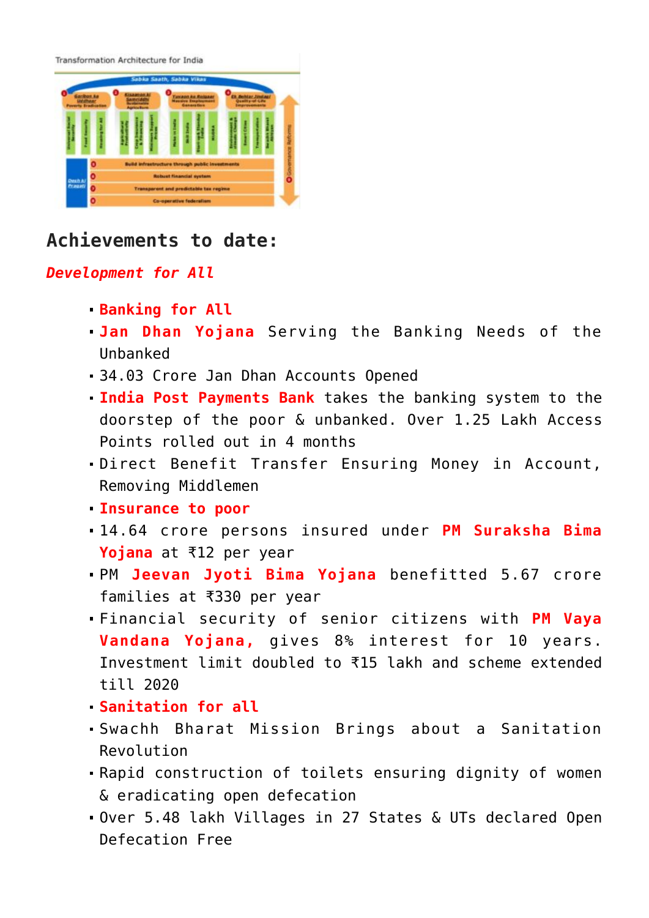## Achievements to date:

***Development for All***

- **Banking for All**
- **Jan Dhan Yojana** Serving the Banking Needs of the Unbanked
- 34.03 Crore Jan Dhan Accounts Opened
- **India Post Payments Bank** takes the banking system to the doorstep of the poor & unbanked. Over 1.25 Lakh Access Points rolled out in 4 months
- Direct Benefit Transfer Ensuring Money in Account, Removing Middlemen
- **Insurance to poor**
- 14.64 crore persons insured under **PM Suraksha Bima Yojana** at ₹12 per year
- PM **Jeevan Jyoti Bima Yojana** benefitted 5.67 crore families at ₹330 per year
- Financial security of senior citizens with **PM Vaya Vandana Yojana,** gives 8% interest for 10 years. Investment limit doubled to ₹15 lakh and scheme extended till 2020
- **Sanitation for all**
- Swachh Bharat Mission Brings about a Sanitation Revolution
- Rapid construction of toilets ensuring dignity of women & eradicating open defecation
- Over 5.48 lakh Villages in 27 States & UTs declared Open Defecation Free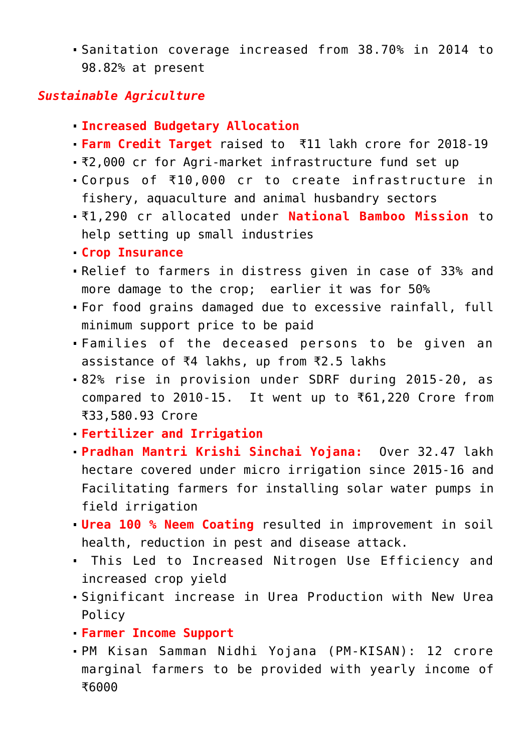- Sanitation coverage increased from 38.70% in 2014 to 98.82% at present

***Sustainable Agriculture***

- **Increased Budgetary Allocation**
- **Farm Credit Target** raised to ₹11 lakh crore for 2018-19
- ₹2,000 cr for Agri-market infrastructure fund set up
- Corpus of ₹10,000 cr to create infrastructure in fishery, aquaculture and animal husbandry sectors
- ₹1,290 cr allocated under **National Bamboo Mission** to help setting up small industries
- **Crop Insurance**
- Relief to farmers in distress given in case of 33% and more damage to the crop; earlier it was for 50%
- For food grains damaged due to excessive rainfall, full minimum support price to be paid
- Families of the deceased persons to be given an assistance of ₹4 lakhs, up from ₹2.5 lakhs
- 82% rise in provision under SDRF during 2015-20, as compared to 2010-15. It went up to ₹61,220 Crore from ₹33,580.93 Crore
- **Fertilizer and Irrigation**
- **Pradhan Mantri Krishi Sinchai Yojana:** Over 32.47 lakh hectare covered under micro irrigation since 2015-16 and Facilitating farmers for installing solar water pumps in field irrigation
- **Urea 100 % Neem Coating** resulted in improvement in soil health, reduction in pest and disease attack.
- This Led to Increased Nitrogen Use Efficiency and increased crop yield
- Significant increase in Urea Production with New Urea Policy
- **Farmer Income Support**
- PM Kisan Samman Nidhi Yojana (PM-KISAN): 12 crore marginal farmers to be provided with yearly income of ₹6000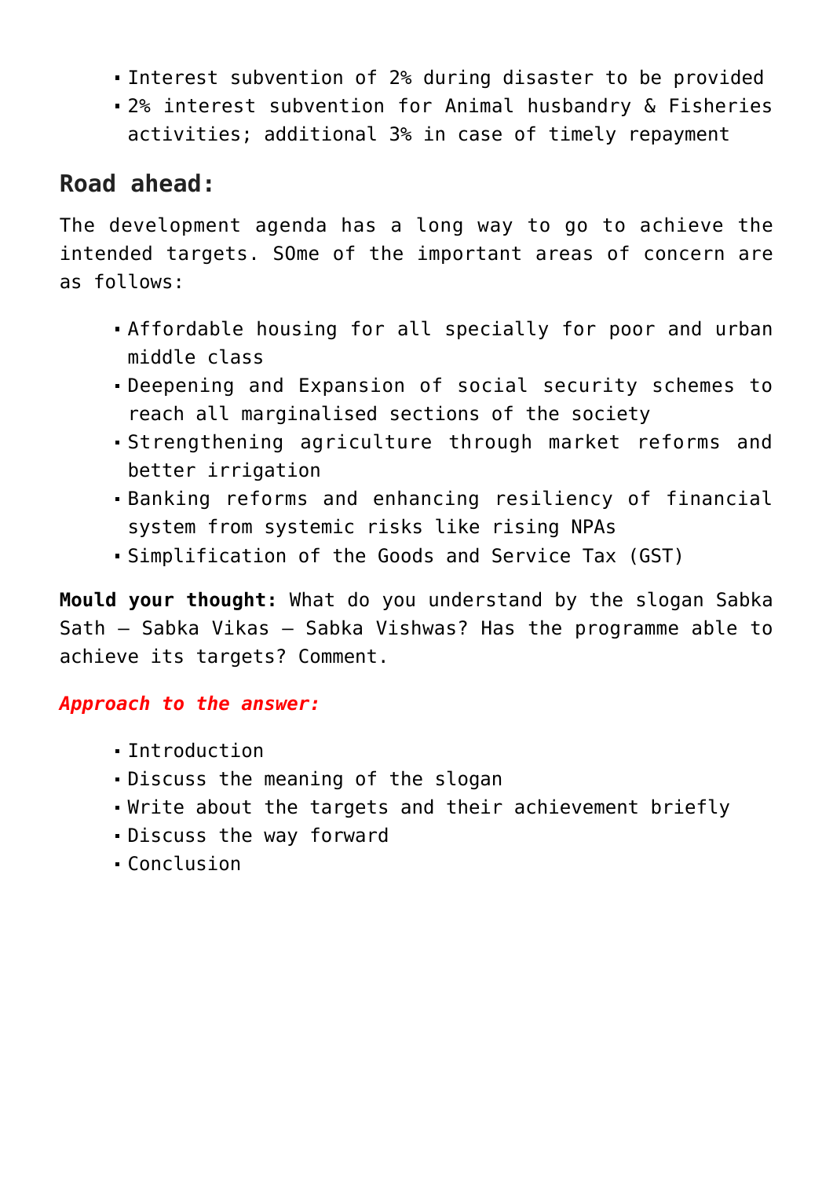- Interest subvention of 2% during disaster to be provided
- 2% interest subvention for Animal husbandry & Fisheries activities; additional 3% in case of timely repayment

## Road ahead:

The development agenda has a long way to go to achieve the intended targets. SOme of the important areas of concern are as follows:

- Affordable housing for all specially for poor and urban middle class
- Deepening and Expansion of social security schemes to reach all marginalised sections of the society
- Strengthening agriculture through market reforms and better irrigation
- Banking reforms and enhancing resiliency of financial system from systemic risks like rising NPAs
- Simplification of the Goods and Service Tax (GST)

**Mould your thought:** What do you understand by the slogan Sabka Sath – Sabka Vikas – Sabka Vishwas? Has the programme able to achieve its targets? Comment.

***Approach to the answer:***

- Introduction
- Discuss the meaning of the slogan
- Write about the targets and their achievement briefly
- Discuss the way forward
- Conclusion